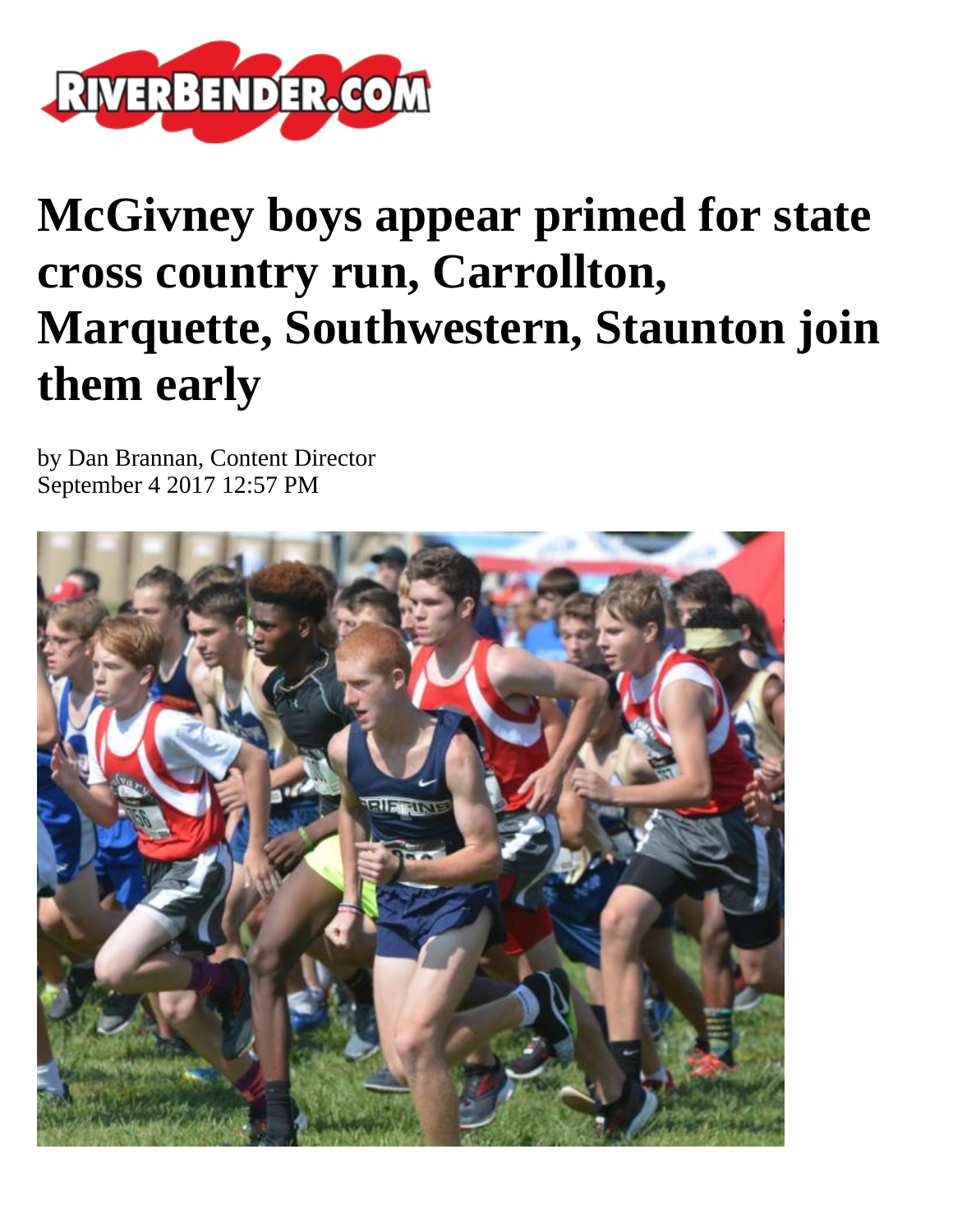# McGivney boys appear primed for state cross country run, Carrollton, Marquette, Southwestern, Staunton join them early

by Dan Brannan, Content Director
September 4 2017 12:57 PM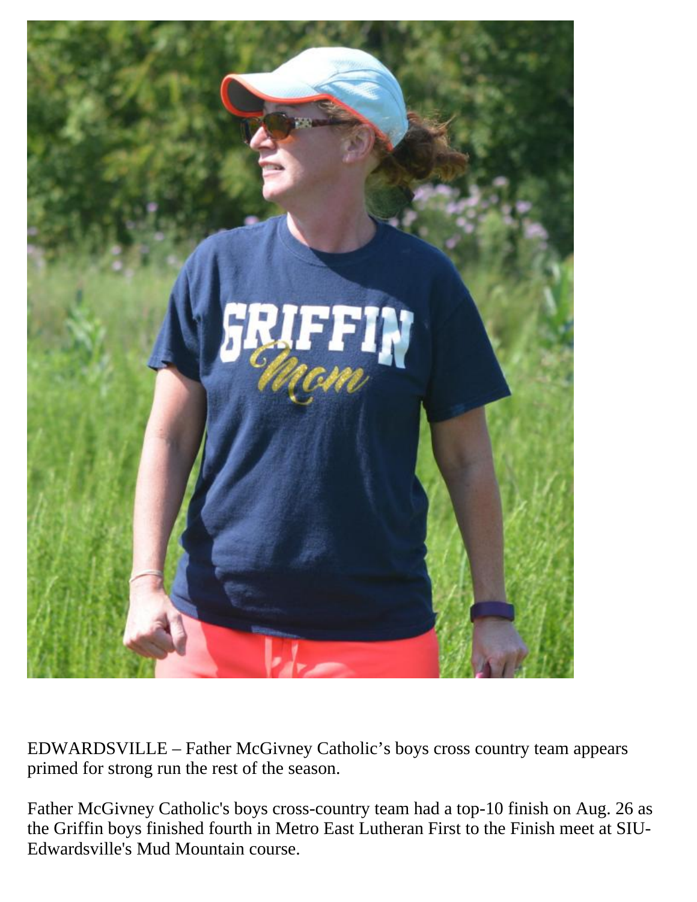EDWARDSVILLE – Father McGivney Catholic’s boys cross country team appears primed for strong run the rest of the season.

Father McGivney Catholic's boys cross-country team had a top-10 finish on Aug. 26 as the Griffin boys finished fourth in Metro East Lutheran First to the Finish meet at SIU-Edwardsville's Mud Mountain course.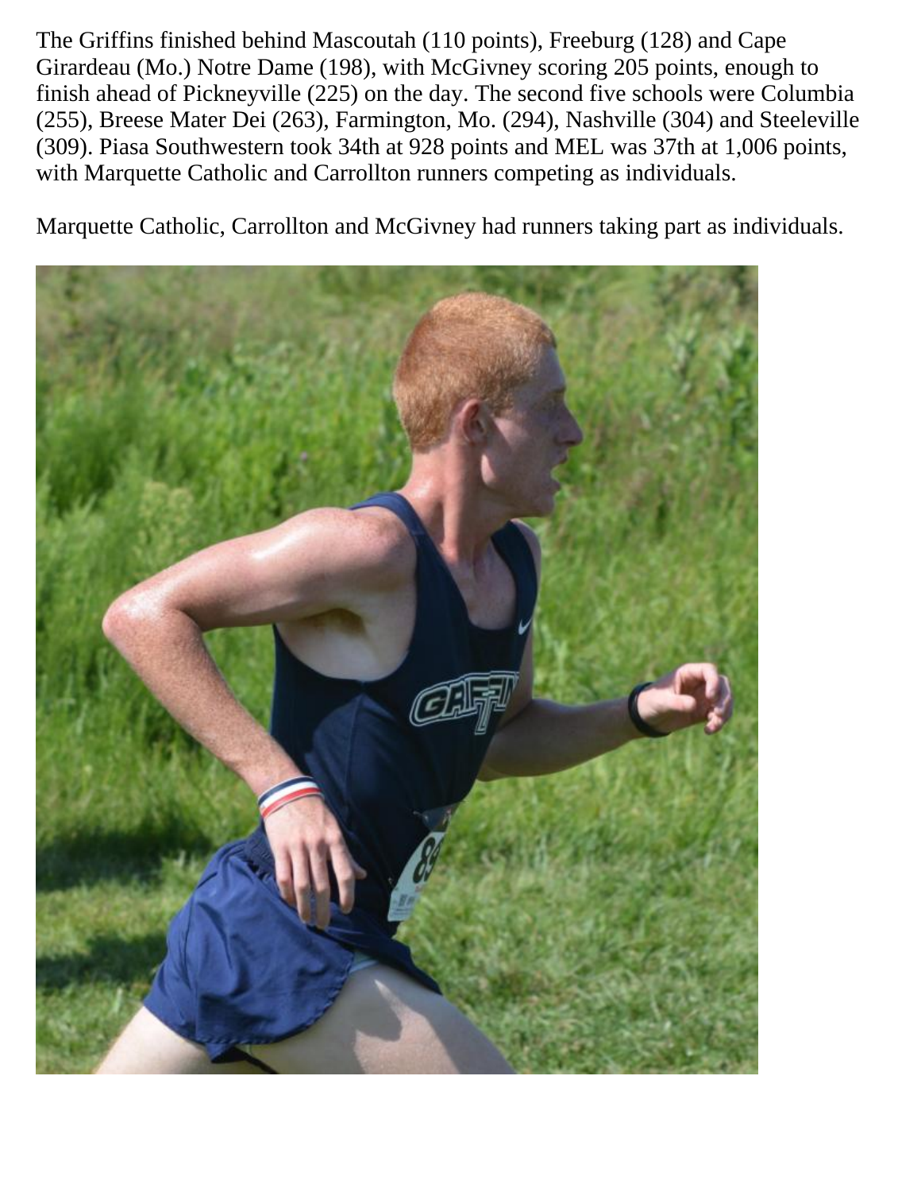The Griffins finished behind Mascoutah (110 points), Freeburg (128) and Cape Girardeau (Mo.) Notre Dame (198), with McGivney scoring 205 points, enough to finish ahead of Pickneyville (225) on the day. The second five schools were Columbia (255), Breese Mater Dei (263), Farmington, Mo. (294), Nashville (304) and Steeleville (309). Piasa Southwestern took 34th at 928 points and MEL was 37th at 1,006 points, with Marquette Catholic and Carrollton runners competing as individuals.

Marquette Catholic, Carrollton and McGivney had runners taking part as individuals.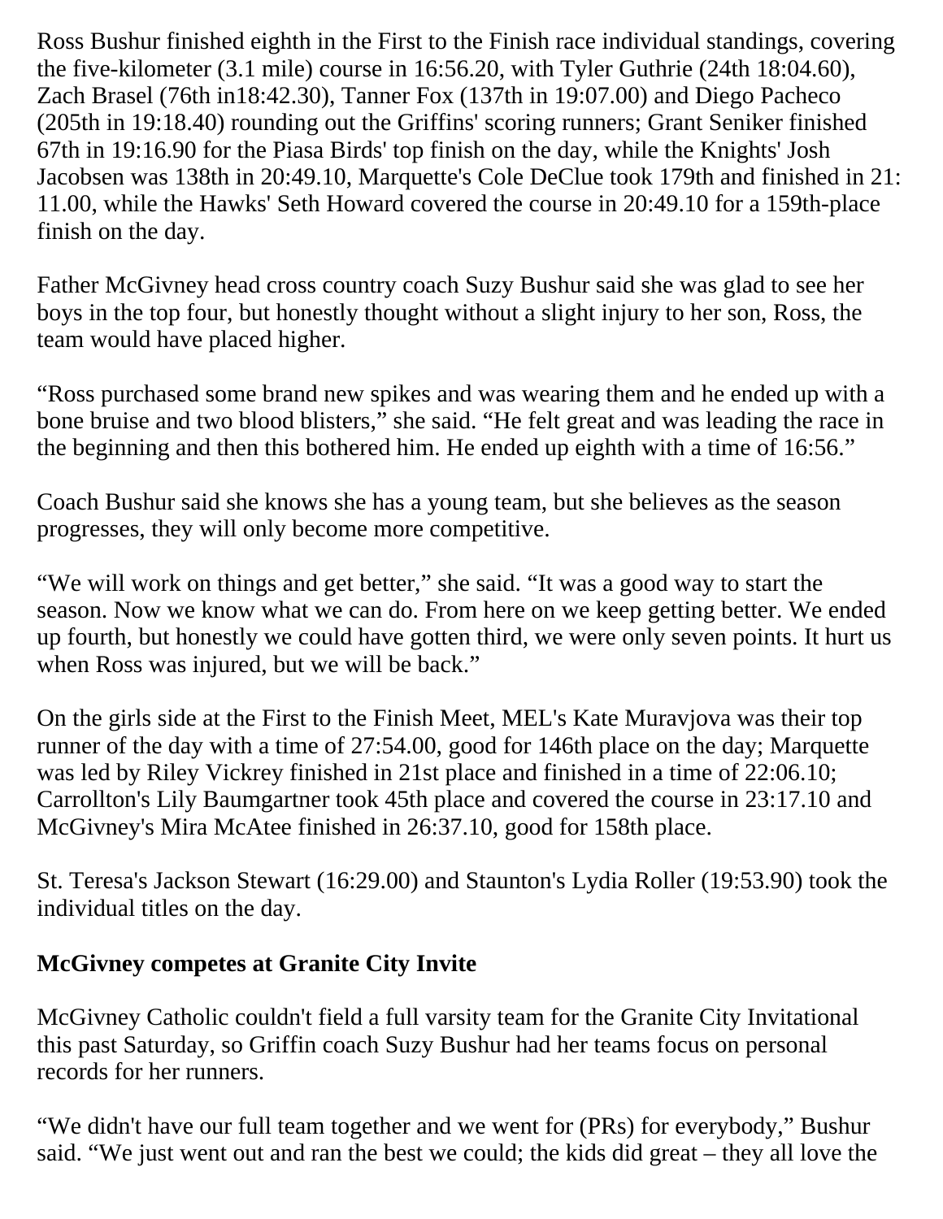Ross Bushur finished eighth in the First to the Finish race individual standings, covering the five-kilometer (3.1 mile) course in 16:56.20, with Tyler Guthrie (24th 18:04.60), Zach Brasel (76th in18:42.30), Tanner Fox (137th in 19:07.00) and Diego Pacheco (205th in 19:18.40) rounding out the Griffins' scoring runners; Grant Seniker finished 67th in 19:16.90 for the Piasa Birds' top finish on the day, while the Knights' Josh Jacobsen was 138th in 20:49.10, Marquette's Cole DeClue took 179th and finished in 21:11.00, while the Hawks' Seth Howard covered the course in 20:49.10 for a 159th-place finish on the day.

Father McGivney head cross country coach Suzy Bushur said she was glad to see her boys in the top four, but honestly thought without a slight injury to her son, Ross, the team would have placed higher.

“Ross purchased some brand new spikes and was wearing them and he ended up with a bone bruise and two blood blisters,” she said. “He felt great and was leading the race in the beginning and then this bothered him. He ended up eighth with a time of 16:56.”

Coach Bushur said she knows she has a young team, but she believes as the season progresses, they will only become more competitive.

“We will work on things and get better,” she said. “It was a good way to start the season. Now we know what we can do. From here on we keep getting better. We ended up fourth, but honestly we could have gotten third, we were only seven points. It hurt us when Ross was injured, but we will be back.”

On the girls side at the First to the Finish Meet, MEL's Kate Muravjova was their top runner of the day with a time of 27:54.00, good for 146th place on the day; Marquette was led by Riley Vickrey finished in 21st place and finished in a time of 22:06.10; Carrollton's Lily Baumgartner took 45th place and covered the course in 23:17.10 and McGivney's Mira McAtee finished in 26:37.10, good for 158th place.

St. Teresa's Jackson Stewart (16:29.00) and Staunton's Lydia Roller (19:53.90) took the individual titles on the day.

**McGivney competes at Granite City Invite**

McGivney Catholic couldn't field a full varsity team for the Granite City Invitational this past Saturday, so Griffin coach Suzy Bushur had her teams focus on personal records for her runners.

“We didn't have our full team together and we went for (PRs) for everybody,” Bushur said. “We just went out and ran the best we could; the kids did great – they all love the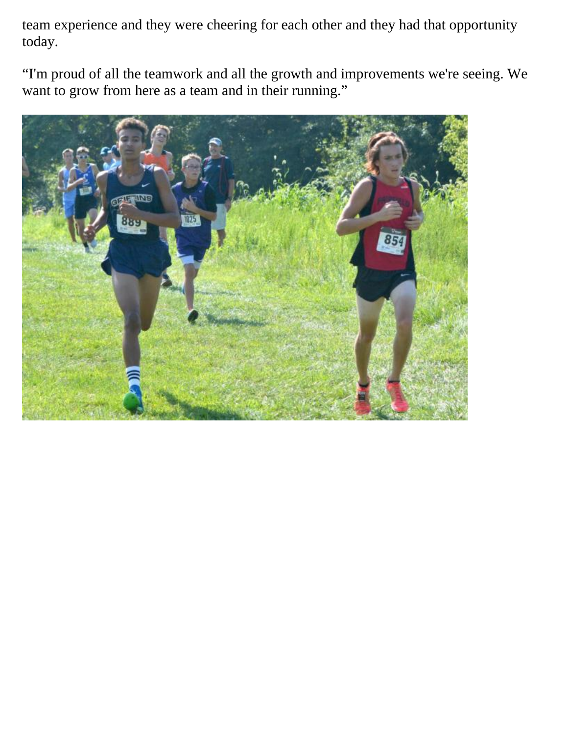team experience and they were cheering for each other and they had that opportunity today.

“I'm proud of all the teamwork and all the growth and improvements we're seeing. We want to grow from here as a team and in their running.”